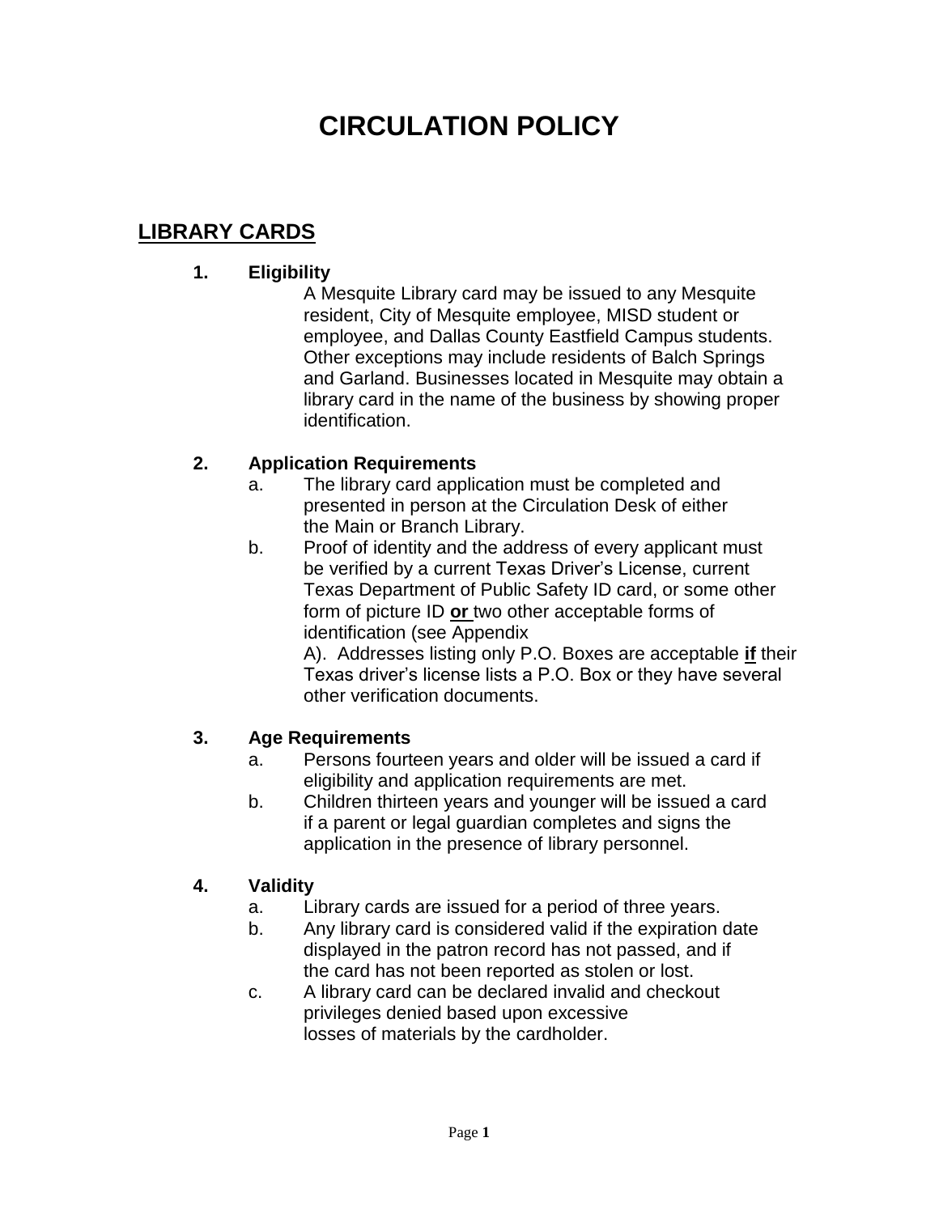# CIRCULATION POLICY

## LIBRARY CARDS

**1. Eligibility**

A Mesquite Library card may be issued to any Mesquite resident, City of Mesquite employee, MISD student or employee, and Dallas County Eastfield Campus students. Other exceptions may include residents of Balch Springs and Garland. Businesses located in Mesquite may obtain a library card in the name of the business by showing proper identification.

**2. Application Requirements**

a. The library card application must be completed and presented in person at the Circulation Desk of either the Main or Branch Library.

b. Proof of identity and the address of every applicant must be verified by a current Texas Driver's License, current Texas Department of Public Safety ID card, or some other form of picture ID **or** two other acceptable forms of identification (see Appendix A). Addresses listing only P.O. Boxes are acceptable **if** their Texas driver's license lists a P.O. Box or they have several other verification documents.

**3. Age Requirements**

a. Persons fourteen years and older will be issued a card if eligibility and application requirements are met.

b. Children thirteen years and younger will be issued a card if a parent or legal guardian completes and signs the application in the presence of library personnel.

**4. Validity**

a. Library cards are issued for a period of three years.

b. Any library card is considered valid if the expiration date displayed in the patron record has not passed, and if the card has not been reported as stolen or lost.

c. A library card can be declared invalid and checkout privileges denied based upon excessive losses of materials by the cardholder.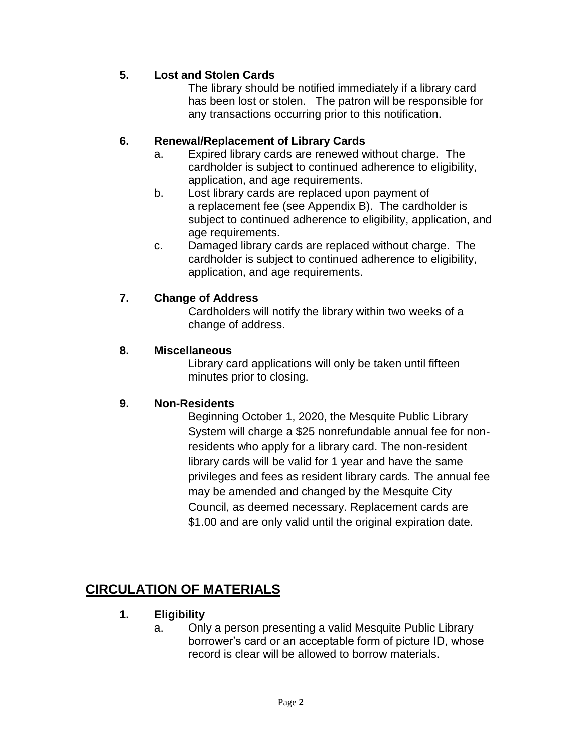### 5. Lost and Stolen Cards

The library should be notified immediately if a library card has been lost or stolen. The patron will be responsible for any transactions occurring prior to this notification.

### 6. Renewal/Replacement of Library Cards

a. Expired library cards are renewed without charge. The cardholder is subject to continued adherence to eligibility, application, and age requirements.

b. Lost library cards are replaced upon payment of a replacement fee (see Appendix B). The cardholder is subject to continued adherence to eligibility, application, and age requirements.

c. Damaged library cards are replaced without charge. The cardholder is subject to continued adherence to eligibility, application, and age requirements.

### 7. Change of Address

Cardholders will notify the library within two weeks of a change of address.

### 8. Miscellaneous

Library card applications will only be taken until fifteen minutes prior to closing.

### 9. Non-Residents

Beginning October 1, 2020, the Mesquite Public Library System will charge a $25 nonrefundable annual fee for non-residents who apply for a library card. The non-resident library cards will be valid for 1 year and have the same privileges and fees as resident library cards. The annual fee may be amended and changed by the Mesquite City Council, as deemed necessary. Replacement cards are $1.00 and are only valid until the original expiration date.

## CIRCULATION OF MATERIALS

### 1. Eligibility

a. Only a person presenting a valid Mesquite Public Library borrower's card or an acceptable form of picture ID, whose record is clear will be allowed to borrow materials.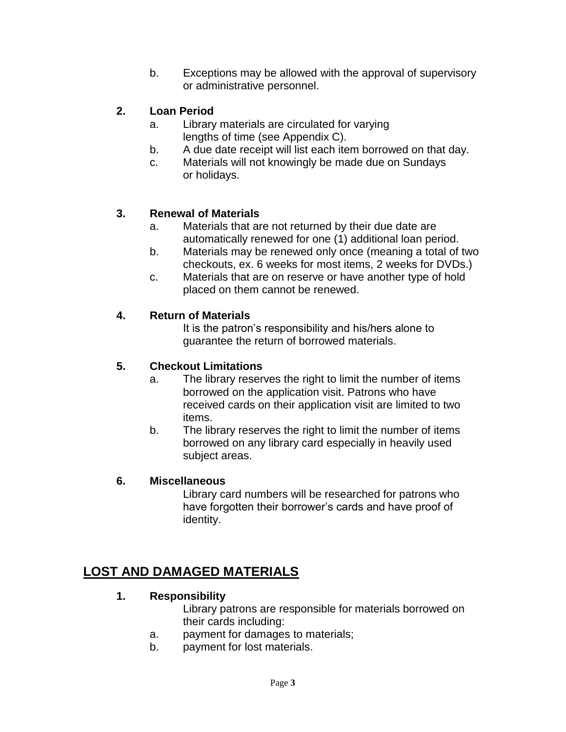b. Exceptions may be allowed with the approval of supervisory or administrative personnel.

**2. Loan Period**

a. Library materials are circulated for varying lengths of time (see Appendix C).

b. A due date receipt will list each item borrowed on that day.

c. Materials will not knowingly be made due on Sundays or holidays.

**3. Renewal of Materials**

a. Materials that are not returned by their due date are automatically renewed for one (1) additional loan period.

b. Materials may be renewed only once (meaning a total of two checkouts, ex. 6 weeks for most items, 2 weeks for DVDs.)

c. Materials that are on reserve or have another type of hold placed on them cannot be renewed.

**4. Return of Materials**

It is the patron's responsibility and his/hers alone to guarantee the return of borrowed materials.

**5. Checkout Limitations**

a. The library reserves the right to limit the number of items borrowed on the application visit. Patrons who have received cards on their application visit are limited to two items.

b. The library reserves the right to limit the number of items borrowed on any library card especially in heavily used subject areas.

**6. Miscellaneous**

Library card numbers will be researched for patrons who have forgotten their borrower's cards and have proof of identity.

## LOST AND DAMAGED MATERIALS

**1. Responsibility**

Library patrons are responsible for materials borrowed on their cards including:

a. payment for damages to materials;

b. payment for lost materials.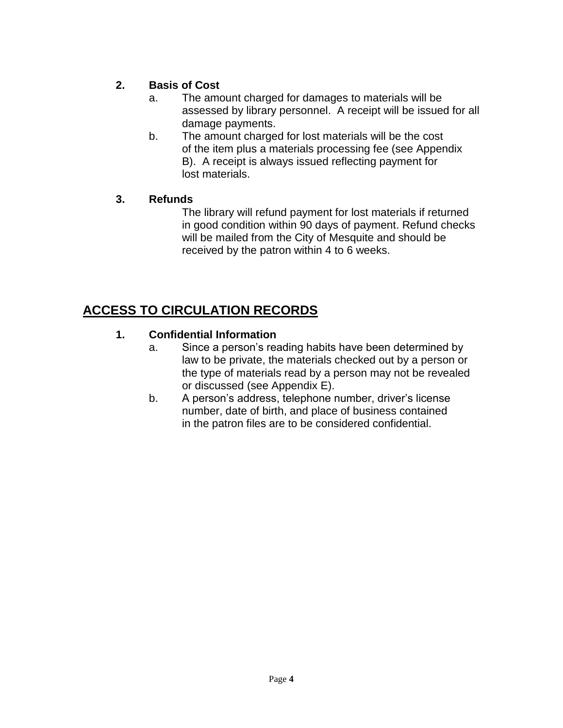**2. Basis of Cost**

a. The amount charged for damages to materials will be assessed by library personnel. A receipt will be issued for all damage payments.

b. The amount charged for lost materials will be the cost of the item plus a materials processing fee (see Appendix B). A receipt is always issued reflecting payment for lost materials.

**3. Refunds**

The library will refund payment for lost materials if returned in good condition within 90 days of payment. Refund checks will be mailed from the City of Mesquite and should be received by the patron within 4 to 6 weeks.

## ACCESS TO CIRCULATION RECORDS

**1. Confidential Information**

a. Since a person's reading habits have been determined by law to be private, the materials checked out by a person or the type of materials read by a person may not be revealed or discussed (see Appendix E).

b. A person's address, telephone number, driver's license number, date of birth, and place of business contained in the patron files are to be considered confidential.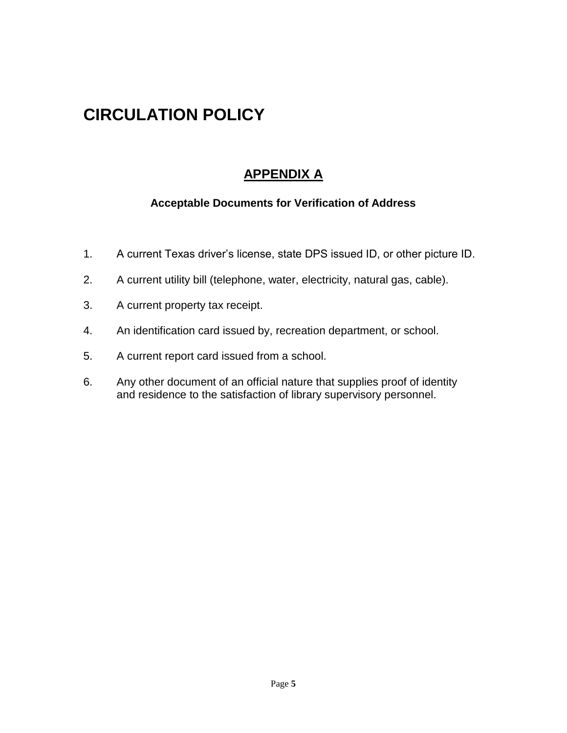# CIRCULATION POLICY

## APPENDIX A

### Acceptable Documents for Verification of Address

1. A current Texas driver's license, state DPS issued ID, or other picture ID.
2. A current utility bill (telephone, water, electricity, natural gas, cable).
3. A current property tax receipt.
4. An identification card issued by, recreation department, or school.
5. A current report card issued from a school.
6. Any other document of an official nature that supplies proof of identity and residence to the satisfaction of library supervisory personnel.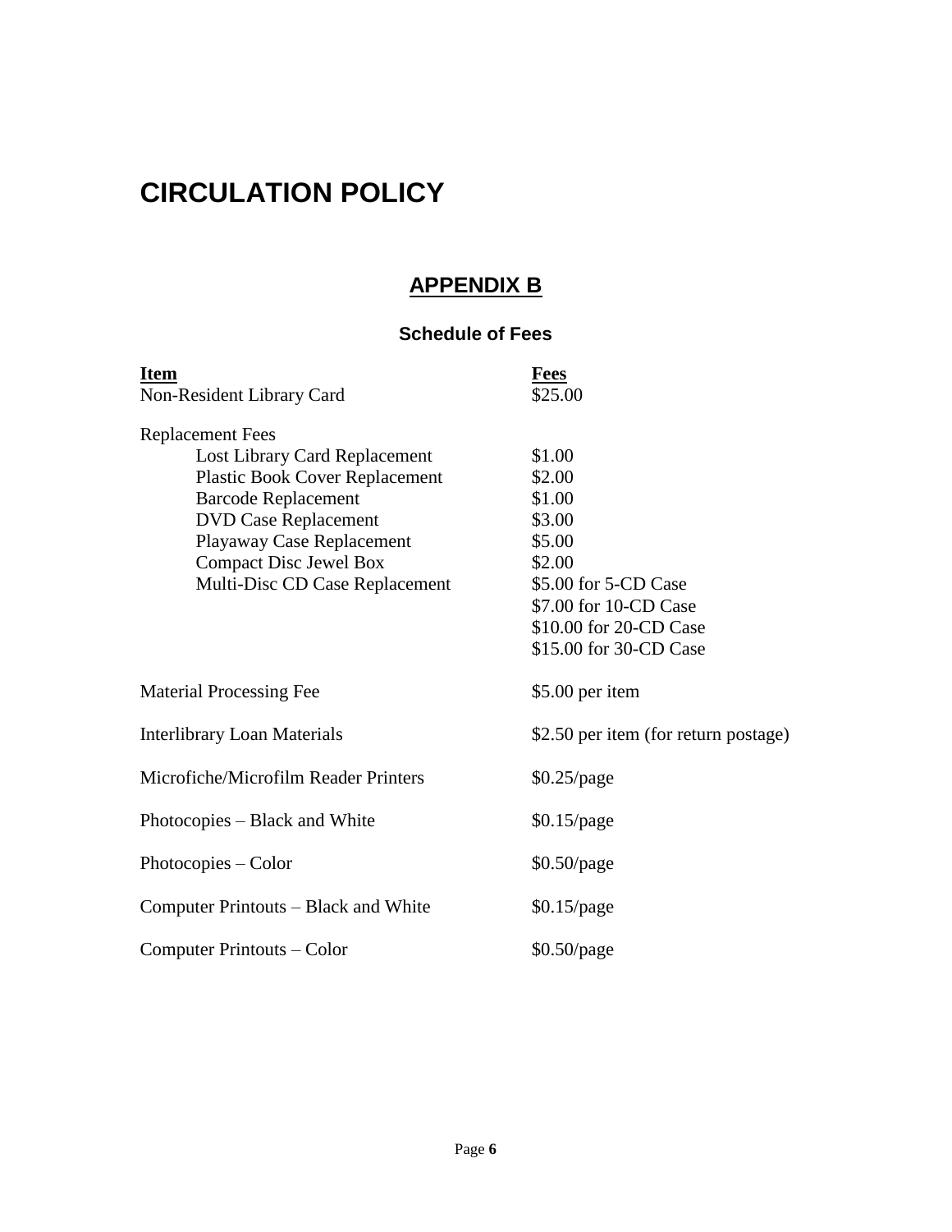# CIRCULATION POLICY

## APPENDIX B

### Schedule of Fees

| Item | Fees |
| --- | --- |
| Non-Resident Library Card | $25.00 |
| Replacement Fees | |
| Lost Library Card Replacement | $1.00 |
| Plastic Book Cover Replacement | $2.00 |
| Barcode Replacement | $1.00 |
| DVD Case Replacement | $3.00 |
| Playaway Case Replacement | $5.00 |
| Compact Disc Jewel Box | $2.00 |
| Multi-Disc CD Case Replacement | $5.00 for 5-CD Case<br>$7.00 for 10-CD Case<br>$10.00 for 20-CD Case<br>$15.00 for 30-CD Case |
| Material Processing Fee | $5.00 per item |
| Interlibrary Loan Materials | $2.50 per item (for return postage) |
| Microfiche/Microfilm Reader Printers | $0.25/page |
| Photocopies – Black and White | $0.15/page |
| Photocopies – Color | $0.50/page |
| Computer Printouts – Black and White | $0.15/page |
| Computer Printouts – Color | $0.50/page |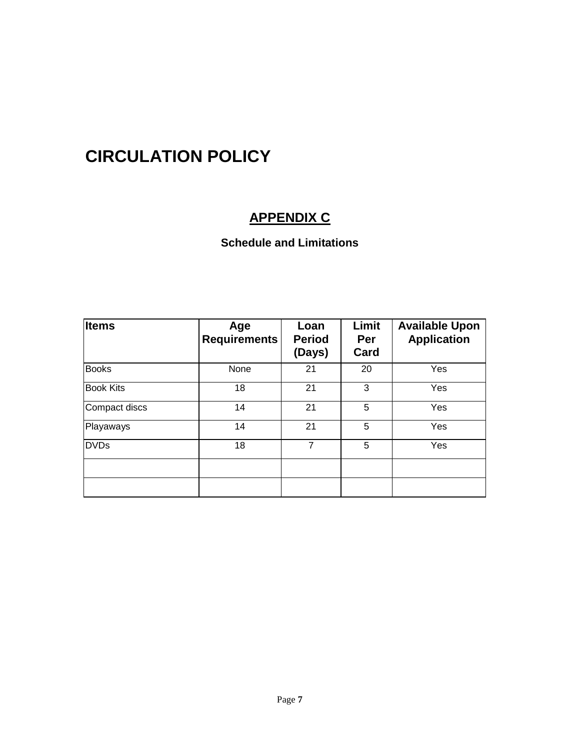# CIRCULATION POLICY

## APPENDIX C

### Schedule and Limitations

| Items | Age Requirements | Loan Period (Days) | Limit Per Card | Available Upon Application |
|---|---|---|---|---|
| Books | None | 21 | 20 | Yes |
| Book Kits | 18 | 21 | 3 | Yes |
| Compact discs | 14 | 21 | 5 | Yes |
| Playaways | 14 | 21 | 5 | Yes |
| DVDs | 18 | 7 | 5 | Yes |
| | | | | |
| | | | | |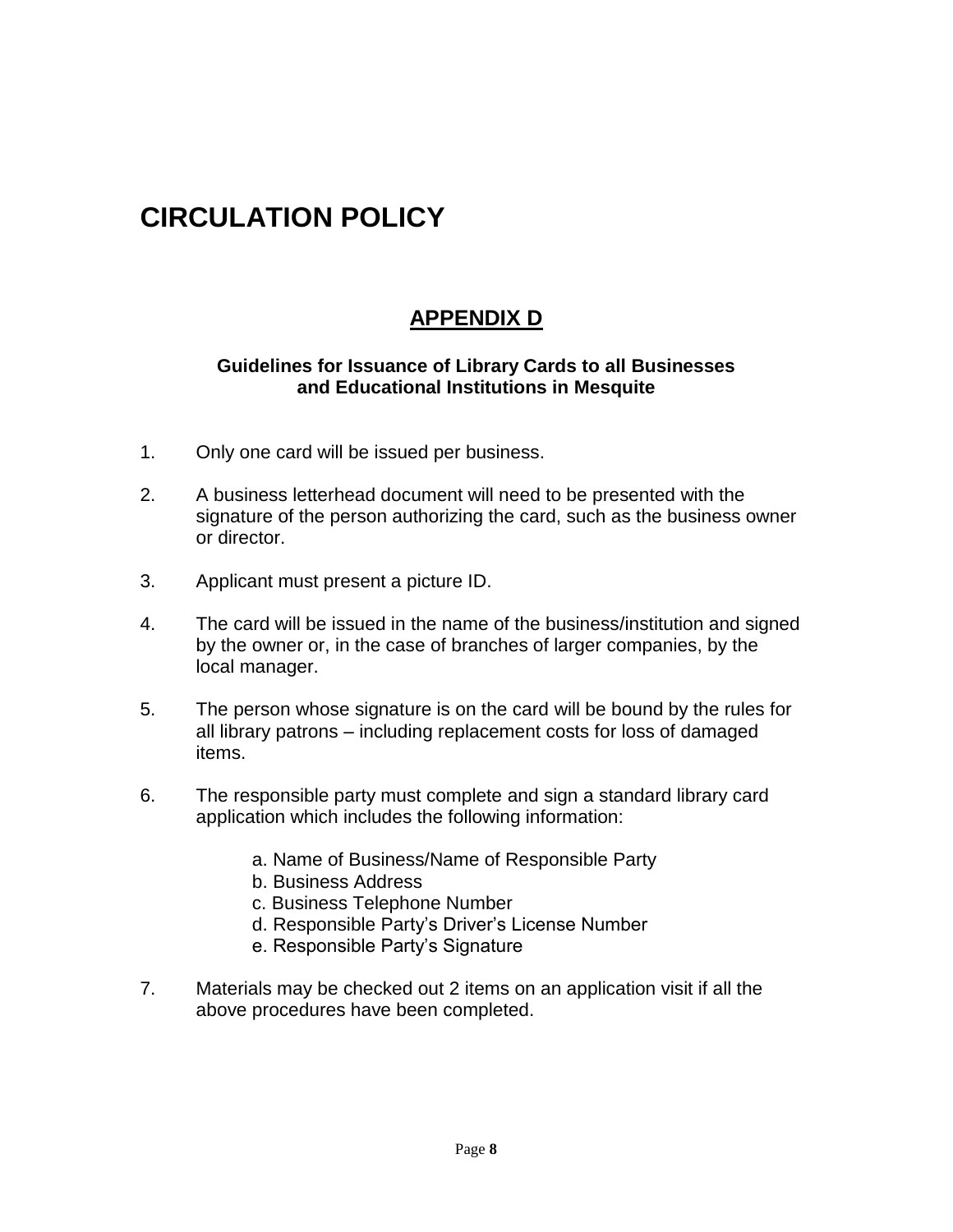# CIRCULATION POLICY

## APPENDIX D

**Guidelines for Issuance of Library Cards to all Businesses and Educational Institutions in Mesquite**

1. Only one card will be issued per business.

2. A business letterhead document will need to be presented with the signature of the person authorizing the card, such as the business owner or director.

3. Applicant must present a picture ID.

4. The card will be issued in the name of the business/institution and signed by the owner or, in the case of branches of larger companies, by the local manager.

5. The person whose signature is on the card will be bound by the rules for all library patrons – including replacement costs for loss of damaged items.

6. The responsible party must complete and sign a standard library card application which includes the following information:

    a. Name of Business/Name of Responsible Party
    b. Business Address
    c. Business Telephone Number
    d. Responsible Party's Driver's License Number
    e. Responsible Party's Signature

7. Materials may be checked out 2 items on an application visit if all the above procedures have been completed.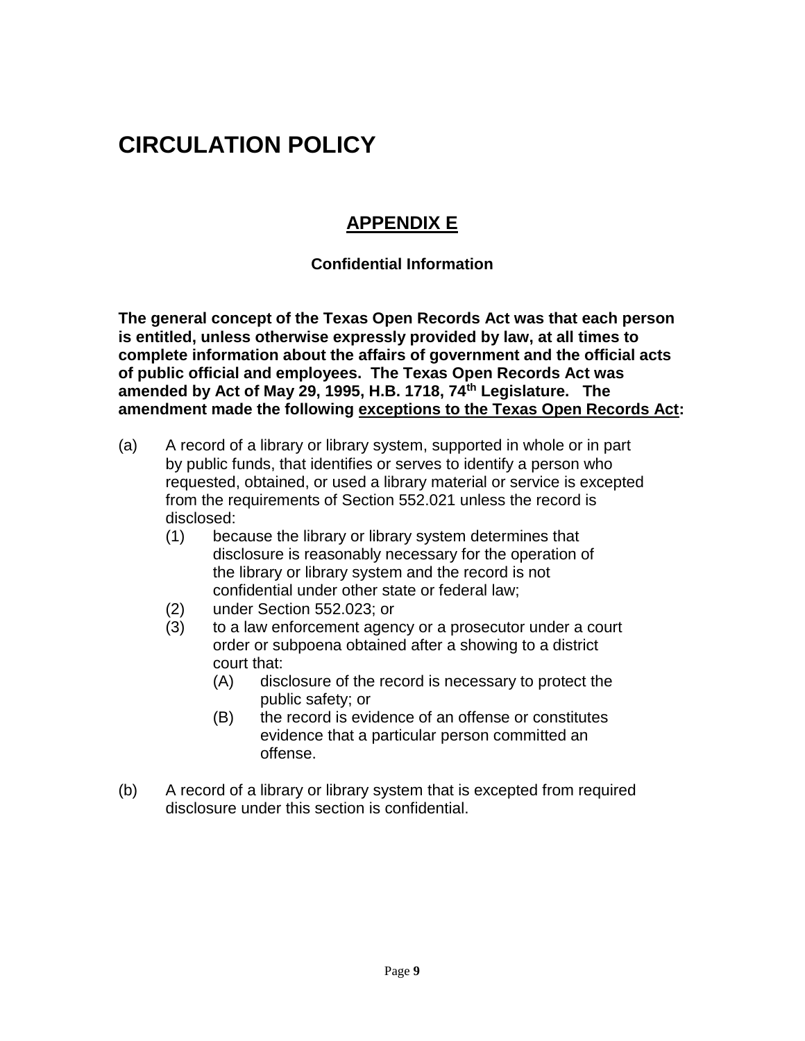# CIRCULATION POLICY

## APPENDIX E

### Confidential Information

**The general concept of the Texas Open Records Act was that each person is entitled, unless otherwise expressly provided by law, at all times to complete information about the affairs of government and the official acts of public official and employees. The Texas Open Records Act was amended by Act of May 29, 1995, H.B. 1718, 74th Legislature. The amendment made the following exceptions to the Texas Open Records Act:**

(a) A record of a library or library system, supported in whole or in part by public funds, that identifies or serves to identify a person who requested, obtained, or used a library material or service is excepted from the requirements of Section 552.021 unless the record is disclosed:
   - (1) because the library or library system determines that disclosure is reasonably necessary for the operation of the library or library system and the record is not confidential under other state or federal law;
   - (2) under Section 552.023; or
   - (3) to a law enforcement agency or a prosecutor under a court order or subpoena obtained after a showing to a district court that:
     - (A) disclosure of the record is necessary to protect the public safety; or
     - (B) the record is evidence of an offense or constitutes evidence that a particular person committed an offense.

(b) A record of a library or library system that is excepted from required disclosure under this section is confidential.